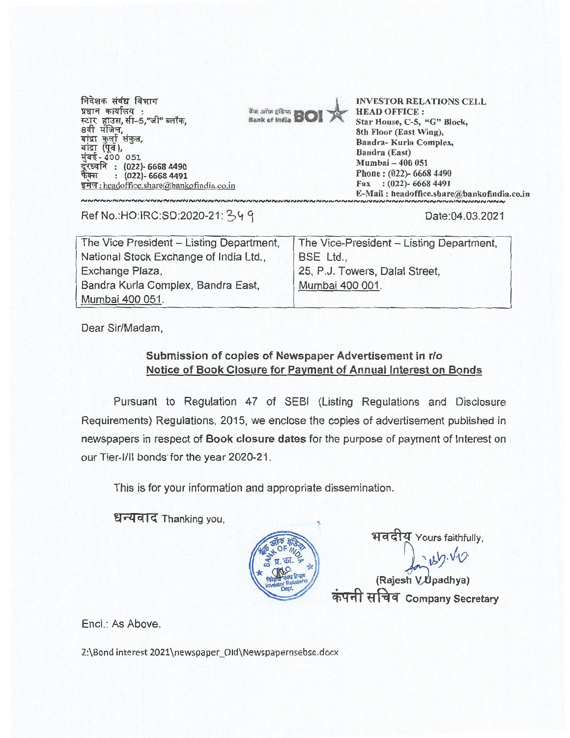निदेशक संबंध विभाग
प्रधान कार्यालय :
स्टार हाउस, सी-5,"जी" ब्लॉक,
8वी मंजिल,
बांद्रा कुर्ला संकुल,
बांद्रा (पूर्व),
मुंबई - 400 051
दूरध्वनि : (022)- 6668 4490
फैक्स : (022)- 6668 4491
इमेल : headoffice.share@bankofindia.co.in

बैंक ऑफ इंडिया Bank of India BOI

INVESTOR RELATIONS CELL
HEAD OFFICE :
Star House, C-5, "G" Block,
8th Floor (East Wing),
Bandra- Kurla Complex,
Bandra (East)
Mumbai – 400 051
Phone : (022)- 6668 4490
Fax : (022)- 6668 4491
E-Mail : headoffice.share@bankofindia.co.in

Ref No.:HO:IRC:SD:2020-21: 349

Date:04.03.2021

| The Vice President – Listing Department, National Stock Exchange of India Ltd., Exchange Plaza, Bandra Kurla Complex, Bandra East, Mumbai 400 051. | The Vice-President – Listing Department, BSE Ltd., 25, P.J. Towers, Dalal Street, Mumbai 400 001. |
|---|---|

Dear Sir/Madam,

**Submission of copies of Newspaper Advertisement in r/o**
**Notice of Book Closure for Payment of Annual Interest on Bonds**

Pursuant to Regulation 47 of SEBI (Listing Regulations and Disclosure Requirements) Regulations, 2015, we enclose the copies of advertisement published in newspapers in respect of **Book closure dates** for the purpose of payment of Interest on our Tier-I/II bonds for the year 2020-21.

This is for your information and appropriate dissemination.

धन्यवाद Thanking you,

भवदीय Yours faithfully,

(Rajesh V Upadhya)
कंपनी सचिव Company Secretary

Encl.: As Above.

Z:\Bond interest 2021\newspaper_Old\Newspapernsebse.docx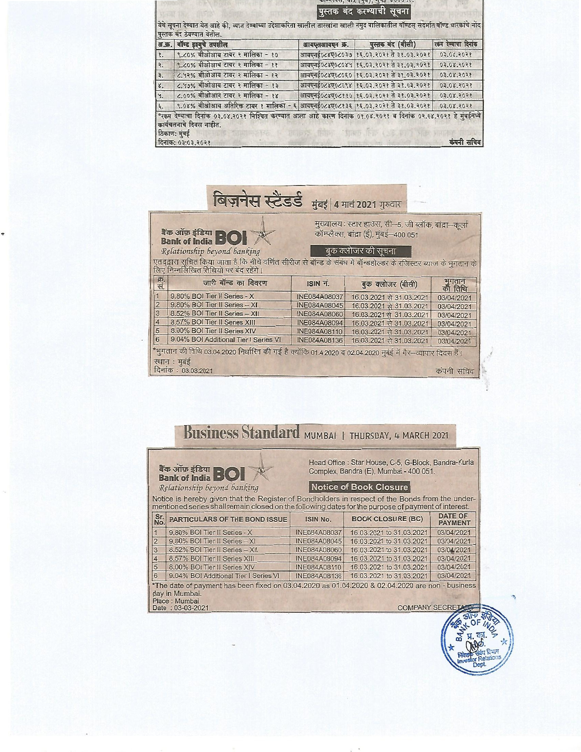## पुस्तक बंद करण्याची सूचना

येथे सूचना देण्यात येत आहे की, व्याज देण्याच्या उद्देशाकरिता खालील तारखांना खाली नमुद मालिकातील बॉण्डस् संदर्भात बॉण्ड धारकांचे नोंद पुस्तक बंद ठेवण्यात येतील.

| अ.क्र. | बॉण्ड इश्युचे तपशील | आयएसआयएन क्र. | पुस्तक बंद (बीसी) | रक्कम देण्याचा दिनांक |
|---|---|---|---|---|
| १. | ९.८०% बीओआय टायर २ मालिका - १० | आयएनई०८४ए०८०३७ | १६.०३.२०२१ ते ३१.०३.२०२१ | ०३.०४.२०२१ |
| २. | ९.८०% बीओआय टायर २ मालिका - ११ | आयएनई०८४ए०८०४५ | १६.०३.२०२१ ते ३१.०३.२०२१ | ०३.०४.२०२१ |
| ३. | ८.५२% बीओआय टायर २ मालिका - १२ | आयएनई०८४ए०८०६० | १६.०३.२०२१ ते ३१.०३.२०२१ | ०३.०४.२०२१ |
| ४. | ८.५७% बीओआय टायर २ मालिका - १३ | आयएनई०८४ए०८०९४ | १६.०३.२०२१ ते ३१.०३.२०२१ | ०३.०४.२०२१ |
| ५. | ८.००% बीओआय टायर २ मालिका - १४ | आयएनई०८४ए०८११० | १६.०३.२०२१ ते ३१.०३.२०२१ | ०३.०४.२०२१ |
| ६. | ९.०४% बीओआय अतिरिक्त टायर १ मालिका - ६ | आयएनई०८४ए०८१३६ | १६.०३.२०२१ ते ३१.०३.२०२१ | ०३.०४.२०२१ |

*रक्कम देण्याचा दिनांक ०३.०४.२०२१ निश्चित करण्यात आला आहे कारण दिनांक ०१.०४.२०२१ व दिनांक ०२.०४.२०२१ हे मुंबईमध्ये कार्यचलनाचे दिवस नाहीत.

ठिकाण: मुंबई

दिनांक: ०३.०३.२०२१

कंपनी सचिव

---

**बिज़नेस स्टैंडर्ड** मुंबई | 4 मार्च 2021 गुरुवार

बैंक ऑफ़ इंडिया BOI
Bank of India
*Relationship beyond banking*

मुख्यालय: स्टार हाउस, सी–5, जी ब्लॉक, बांद्रा–कुर्ला कॉम्प्लैक्स, बांद्रा (ई), मुंबई–400 051

### बुक क्लोजर की सूचना

एतदद्वारा सूचित किया जाता है कि नीचे वर्णित सीरीज से बॉन्ड के संबंध में बॉन्डहोल्डर के रजिस्टर ब्याज के भुगतान के लिए निम्नलिखित तिथियों पर बंद रहेंगे।

| क्र. सं. | जारी बॉन्ड का विवरण | ISIN नं. | बुक क्लोजर (बीसी) | भुगतान की तिथि |
|---|---|---|---|---|
| 1 | 9.80% BOI Tier II Series - X | INE084A08037 | 16.03.2021 से 31.03.2021 | 03/04/2021 |
| 2 | 9.80% BOI Tier II Series – XI | INE084A08045 | 16.03.2021 से 31.03.2021 | 03/04/2021 |
| 3 | 8.52% BOI Tier II Series – XII | INE084A08060 | 16.03.2021 से 31.03.2021 | 03/04/2021 |
| 4 | 8.57% BOI Tier II Series XIII | INE084A08094 | 16.03.2021 से 31.03.2021 | 03/04/2021 |
| 5 | 8.00% BOI Tier II Series XIV | INE084A08110 | 16.03.2021 से 31.03.2021 | 03/04/2021 |
| 6 | 9.04% BOI Additional Tier I Series VI | INE084A08136 | 16.03.2021 से 31.03.2021 | 03/04/2021 |

*भुगतान की तिथि 03.04.2020 निर्धारित की गई है क्योंकि 01.4.2020 व 02.04.2020 मुंबई में गैर–व्यापार दिवस हैं।

स्थान : मुंबई

दिनांक : 03.03.2021

कंपनी सचिव

---

**Business Standard** MUMBAI | THURSDAY, 4 MARCH 2021

बैंक ऑफ़ इंडिया BOI
Bank of India
*Relationship beyond banking*

Head Office : Star House, C-5, G-Block, Bandra-Kurla Complex, Bandra (E), Mumbai - 400 051.

### Notice of Book Closure

Notice is hereby given that the Register of Bondholders in respect of the Bonds from the under-mentioned series shall remain closed on the following dates for the purpose of payment of interest.

| Sr. No. | PARTICULARS OF THE BOND ISSUE | ISIN No. | BOOK CLOSURE (BC) | DATE OF PAYMENT |
|---|---|---|---|---|
| 1 | 9.80% BOI Tier II Series - X | INE084A08037 | 16.03.2021 to 31.03.2021 | 03/04/2021 |
| 2 | 9.80% BOI Tier II Series – XI | INE084A08045 | 16.03.2021 to 31.03.2021 | 03/04/2021 |
| 3 | 8.52% BOI Tier II Series – XII | INE084A08060 | 16.03.2021 to 31.03.2021 | 03/04/2021 |
| 4 | 8.57% BOI Tier II Series XIII | INE084A08094 | 16.03.2021 to 31.03.2021 | 03/04/2021 |
| 5 | 8.00% BOI Tier II Series XIV | INE084A08110 | 16.03.2021 to 31.03.2021 | 03/04/2021 |
| 6 | 9.04% BOI Additional Tier I Series VI | INE084A08136 | 16.03.2021 to 31.03.2021 | 03/04/2021 |

*The date of payment has been fixed on 03.04.2020 as 01.04.2020 & 02.04.2020 are non - business day in Mumbai.

Place : Mumbai

Date : 03-03-2021

COMPANY SECRETARY